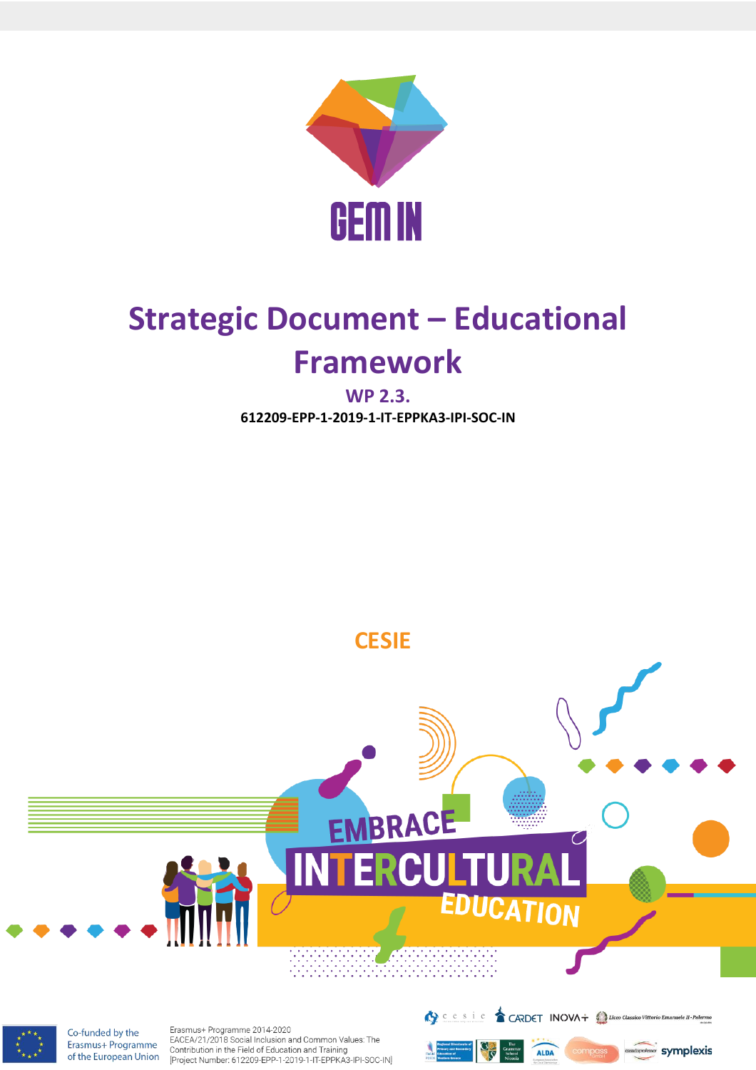GEM IN

# Strategic Document – Educational Framework

**WP 2.3.**

**612209-EPP-1-2019-1-IT-EPPKA3-IPI-SOC-IN**

**CESIE**

EMBRACE INTERCULTURAL EDUCATION

Co-funded by the Erasmus+ Programme of the European Union

Erasmus+ Programme 2014-2020
EACEA/21/2018 Social Inclusion and Common Values: The Contribution in the Field of Education and Training
[Project Number: 612209-EPP-1-2019-1-IT-EPPKA3-IPI-SOC-IN]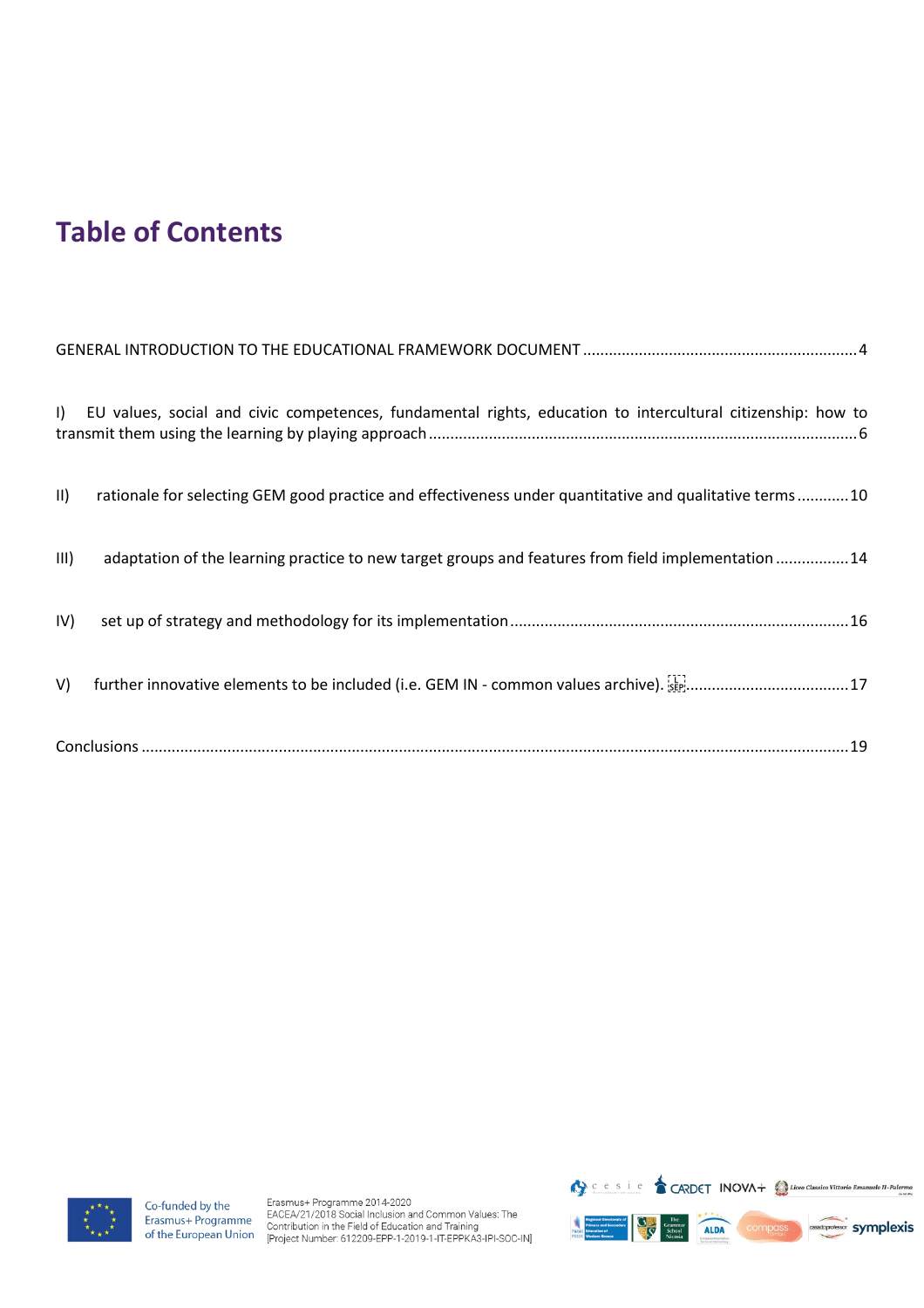# Table of Contents

GENERAL INTRODUCTION TO THE EDUCATIONAL FRAMEWORK DOCUMENT ....................................................................... 4

I) EU values, social and civic competences, fundamental rights, education to intercultural citizenship: how to transmit them using the learning by playing approach ....................................................................................................... 6

II) rationale for selecting GEM good practice and effectiveness under quantitative and qualitative terms ............ 10

III) adaptation of the learning practice to new target groups and features from field implementation ................. 14

IV) set up of strategy and methodology for its implementation ............................................................................. 16

V) further innovative elements to be included (i.e. GEM IN - common values archive). ..................................... 17

Conclusions ............................................................................................................................................................ 19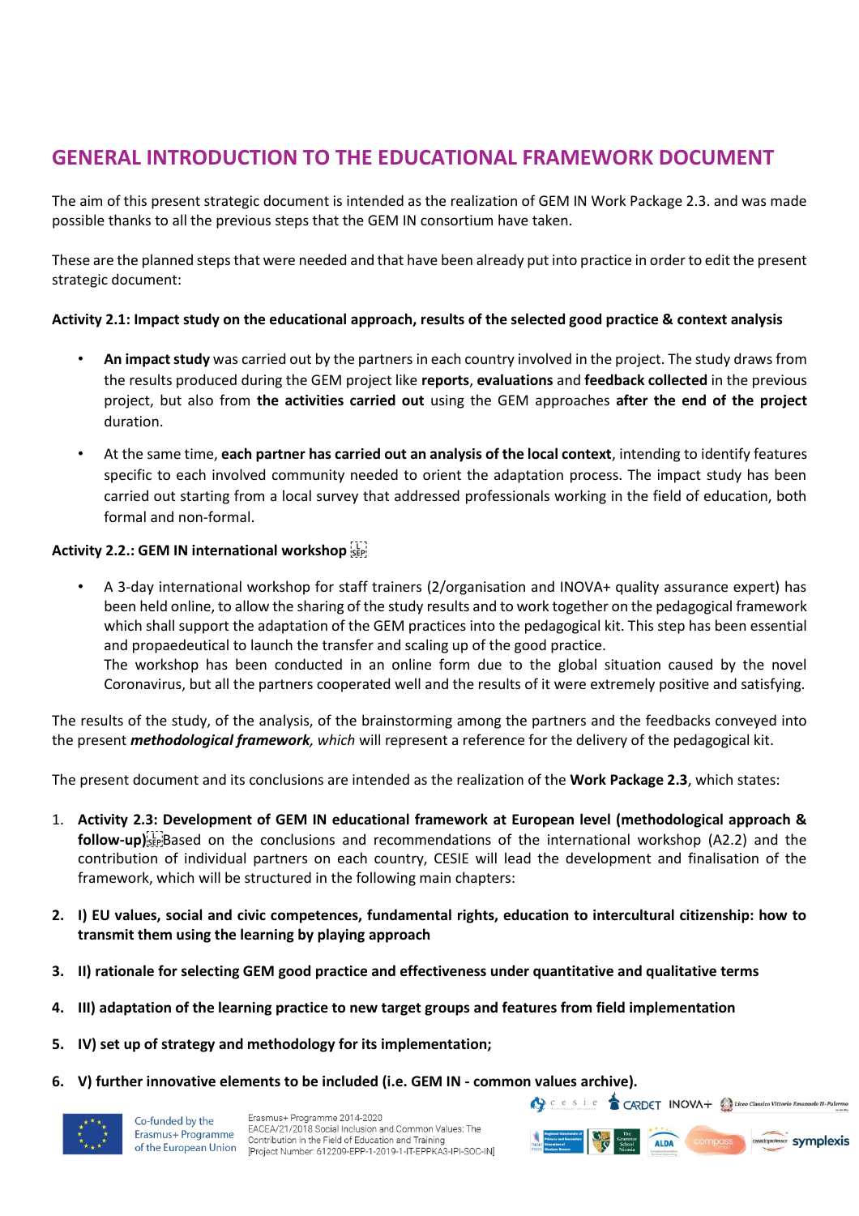# GENERAL INTRODUCTION TO THE EDUCATIONAL FRAMEWORK DOCUMENT

The aim of this present strategic document is intended as the realization of GEM IN Work Package 2.3. and was made possible thanks to all the previous steps that the GEM IN consortium have taken.

These are the planned steps that were needed and that have been already put into practice in order to edit the present strategic document:

**Activity 2.1: Impact study on the educational approach, results of the selected good practice & context analysis**

- **An impact study** was carried out by the partners in each country involved in the project. The study draws from the results produced during the GEM project like **reports**, **evaluations** and **feedback collected** in the previous project, but also from **the activities carried out** using the GEM approaches **after the end of the project** duration.
- At the same time, **each partner has carried out an analysis of the local context**, intending to identify features specific to each involved community needed to orient the adaptation process. The impact study has been carried out starting from a local survey that addressed professionals working in the field of education, both formal and non-formal.

**Activity 2.2.: GEM IN international workshop**

- A 3-day international workshop for staff trainers (2/organisation and INOVA+ quality assurance expert) has been held online, to allow the sharing of the study results and to work together on the pedagogical framework which shall support the adaptation of the GEM practices into the pedagogical kit. This step has been essential and propaedeutical to launch the transfer and scaling up of the good practice.
  The workshop has been conducted in an online form due to the global situation caused by the novel Coronavirus, but all the partners cooperated well and the results of it were extremely positive and satisfying.

The results of the study, of the analysis, of the brainstorming among the partners and the feedbacks conveyed into the present ***methodological framework****, which* will represent a reference for the delivery of the pedagogical kit.

The present document and its conclusions are intended as the realization of the **Work Package 2.3**, which states:

1. **Activity 2.3: Development of GEM IN educational framework at European level (methodological approach & follow-up)** Based on the conclusions and recommendations of the international workshop (A2.2) and the contribution of individual partners on each country, CESIE will lead the development and finalisation of the framework, which will be structured in the following main chapters:
2. **I) EU values, social and civic competences, fundamental rights, education to intercultural citizenship: how to transmit them using the learning by playing approach**
3. **II) rationale for selecting GEM good practice and effectiveness under quantitative and qualitative terms**
4. **III) adaptation of the learning practice to new target groups and features from field implementation**
5. **IV) set up of strategy and methodology for its implementation;**
6. **V) further innovative elements to be included (i.e. GEM IN - common values archive).**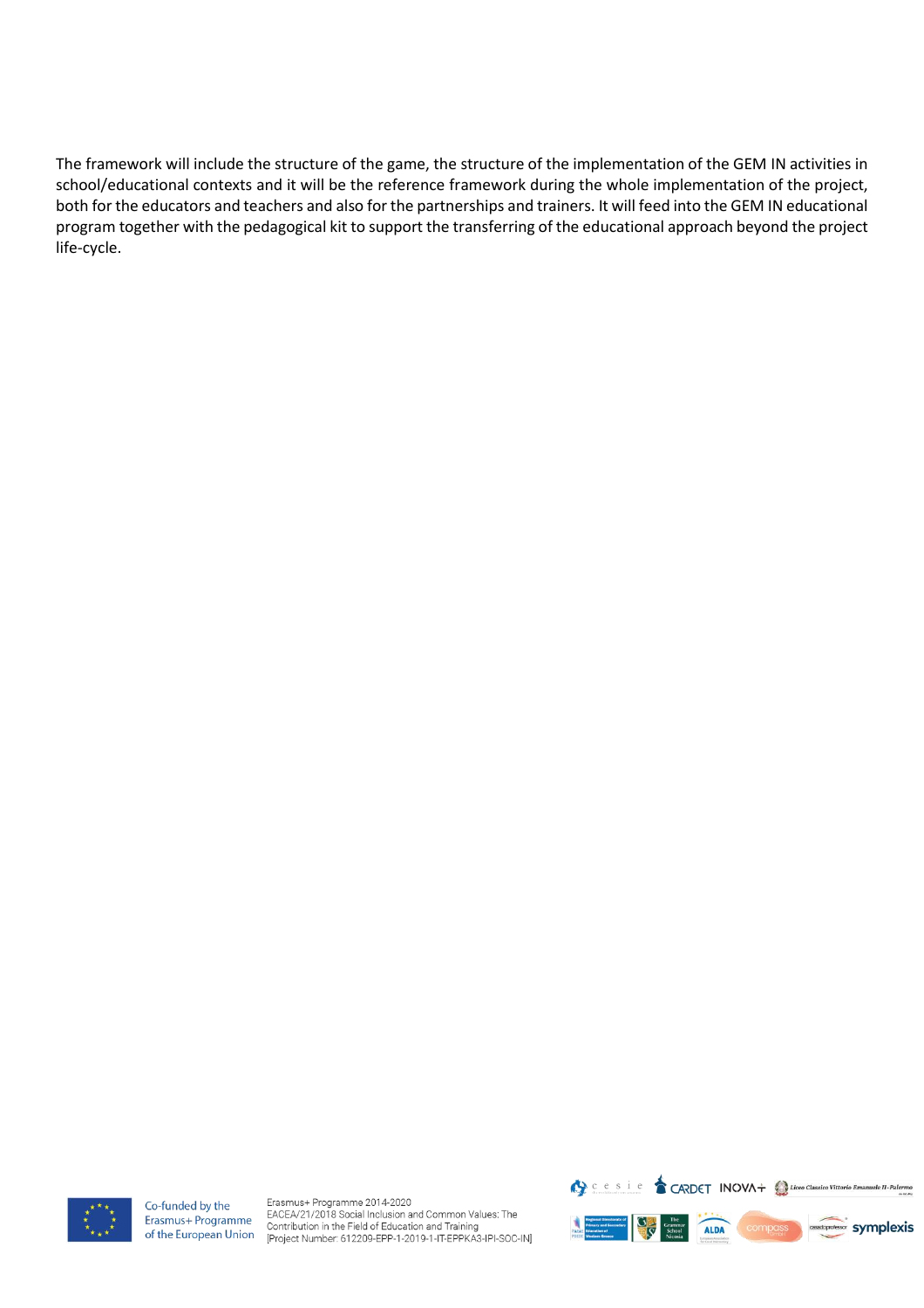The framework will include the structure of the game, the structure of the implementation of the GEM IN activities in school/educational contexts and it will be the reference framework during the whole implementation of the project, both for the educators and teachers and also for the partnerships and trainers. It will feed into the GEM IN educational program together with the pedagogical kit to support the transferring of the educational approach beyond the project life-cycle.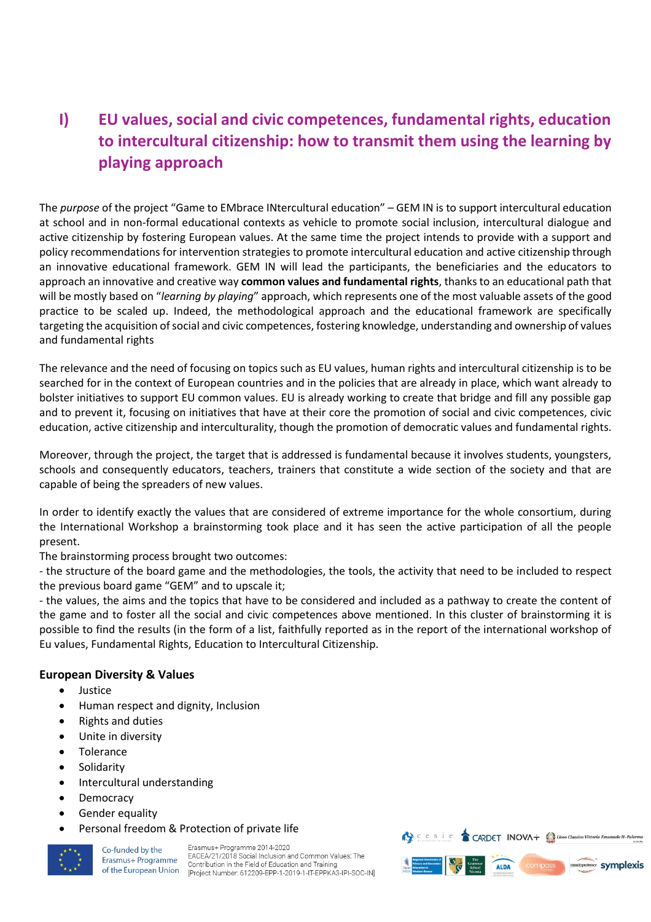# I) EU values, social and civic competences, fundamental rights, education to intercultural citizenship: how to transmit them using the learning by playing approach

The *purpose* of the project "Game to EMbrace INtercultural education" – GEM IN is to support intercultural education at school and in non-formal educational contexts as vehicle to promote social inclusion, intercultural dialogue and active citizenship by fostering European values. At the same time the project intends to provide with a support and policy recommendations for intervention strategies to promote intercultural education and active citizenship through an innovative educational framework. GEM IN will lead the participants, the beneficiaries and the educators to approach an innovative and creative way **common values and fundamental rights**, thanks to an educational path that will be mostly based on "*learning by playing*" approach, which represents one of the most valuable assets of the good practice to be scaled up. Indeed, the methodological approach and the educational framework are specifically targeting the acquisition of social and civic competences, fostering knowledge, understanding and ownership of values and fundamental rights

The relevance and the need of focusing on topics such as EU values, human rights and intercultural citizenship is to be searched for in the context of European countries and in the policies that are already in place, which want already to bolster initiatives to support EU common values. EU is already working to create that bridge and fill any possible gap and to prevent it, focusing on initiatives that have at their core the promotion of social and civic competences, civic education, active citizenship and interculturality, though the promotion of democratic values and fundamental rights.

Moreover, through the project, the target that is addressed is fundamental because it involves students, youngsters, schools and consequently educators, teachers, trainers that constitute a wide section of the society and that are capable of being the spreaders of new values.

In order to identify exactly the values that are considered of extreme importance for the whole consortium, during the International Workshop a brainstorming took place and it has seen the active participation of all the people present.

The brainstorming process brought two outcomes:

- the structure of the board game and the methodologies, the tools, the activity that need to be included to respect the previous board game "GEM" and to upscale it;
- the values, the aims and the topics that have to be considered and included as a pathway to create the content of the game and to foster all the social and civic competences above mentioned. In this cluster of brainstorming it is possible to find the results (in the form of a list, faithfully reported as in the report of the international workshop of Eu values, Fundamental Rights, Education to Intercultural Citizenship.

**European Diversity & Values**

- Justice
- Human respect and dignity, Inclusion
- Rights and duties
- Unite in diversity
- Tolerance
- Solidarity
- Intercultural understanding
- Democracy
- Gender equality
- Personal freedom & Protection of private life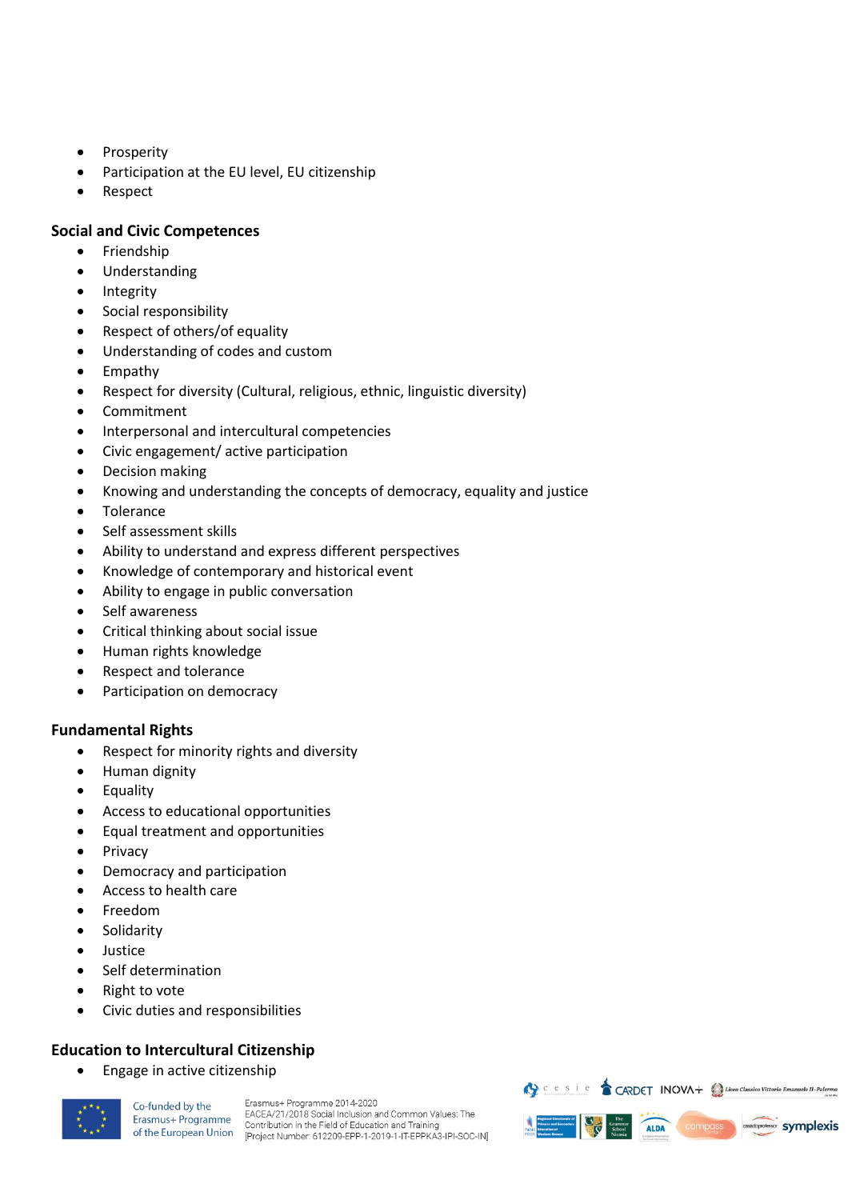- Prosperity
- Participation at the EU level, EU citizenship
- Respect

### Social and Civic Competences

- Friendship
- Understanding
- Integrity
- Social responsibility
- Respect of others/of equality
- Understanding of codes and custom
- Empathy
- Respect for diversity (Cultural, religious, ethnic, linguistic diversity)
- Commitment
- Interpersonal and intercultural competencies
- Civic engagement/ active participation
- Decision making
- Knowing and understanding the concepts of democracy, equality and justice
- Tolerance
- Self assessment skills
- Ability to understand and express different perspectives
- Knowledge of contemporary and historical event
- Ability to engage in public conversation
- Self awareness
- Critical thinking about social issue
- Human rights knowledge
- Respect and tolerance
- Participation on democracy

### Fundamental Rights

- Respect for minority rights and diversity
- Human dignity
- Equality
- Access to educational opportunities
- Equal treatment and opportunities
- Privacy
- Democracy and participation
- Access to health care
- Freedom
- Solidarity
- Justice
- Self determination
- Right to vote
- Civic duties and responsibilities

### Education to Intercultural Citizenship

- Engage in active citizenship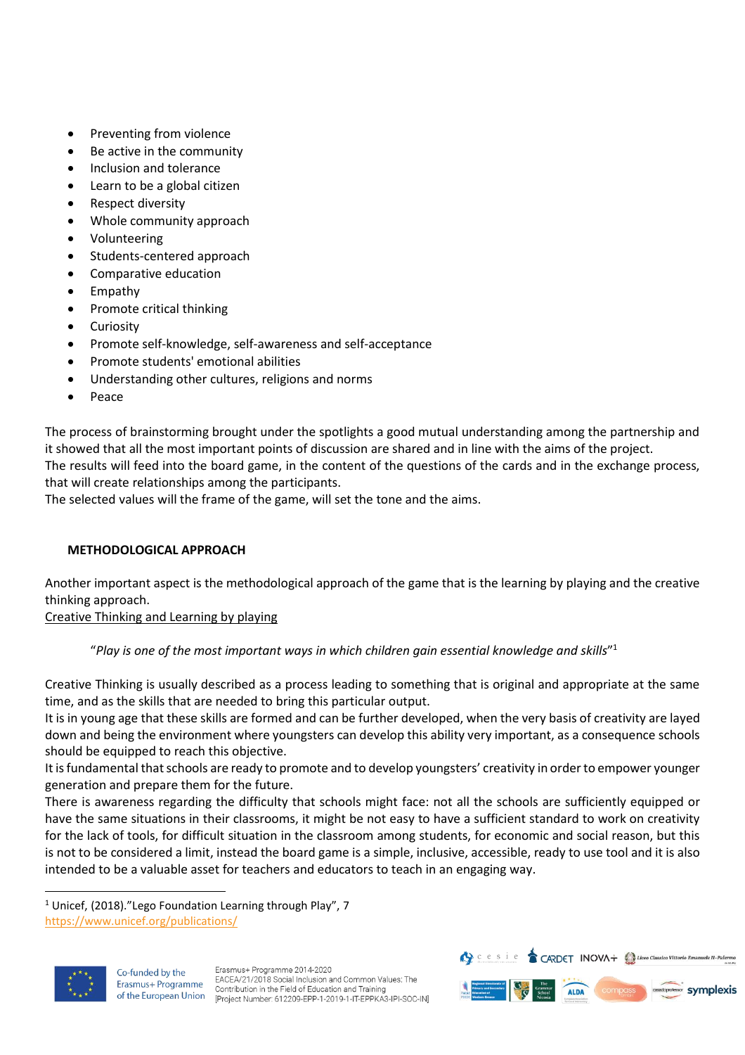- Preventing from violence
- Be active in the community
- Inclusion and tolerance
- Learn to be a global citizen
- Respect diversity
- Whole community approach
- Volunteering
- Students-centered approach
- Comparative education
- Empathy
- Promote critical thinking
- Curiosity
- Promote self-knowledge, self-awareness and self-acceptance
- Promote students' emotional abilities
- Understanding other cultures, religions and norms
- Peace

The process of brainstorming brought under the spotlights a good mutual understanding among the partnership and it showed that all the most important points of discussion are shared and in line with the aims of the project.
The results will feed into the board game, in the content of the questions of the cards and in the exchange process, that will create relationships among the participants.
The selected values will the frame of the game, will set the tone and the aims.

## METHODOLOGICAL APPROACH

Another important aspect is the methodological approach of the game that is the learning by playing and the creative thinking approach.
Creative Thinking and Learning by playing

> "*Play is one of the most important ways in which children gain essential knowledge and skills*"[1]

Creative Thinking is usually described as a process leading to something that is original and appropriate at the same time, and as the skills that are needed to bring this particular output.
It is in young age that these skills are formed and can be further developed, when the very basis of creativity are layed down and being the environment where youngsters can develop this ability very important, as a consequence schools should be equipped to reach this objective.
It is fundamental that schools are ready to promote and to develop youngsters' creativity in order to empower younger generation and prepare them for the future.
There is awareness regarding the difficulty that schools might face: not all the schools are sufficiently equipped or have the same situations in their classrooms, it might be not easy to have a sufficient standard to work on creativity for the lack of tools, for difficult situation in the classroom among students, for economic and social reason, but this is not to be considered a limit, instead the board game is a simple, inclusive, accessible, ready to use tool and it is also intended to be a valuable asset for teachers and educators to teach in an engaging way.

---

[1] Unicef, (2018)."Lego Foundation Learning through Play", 7 https://www.unicef.org/publications/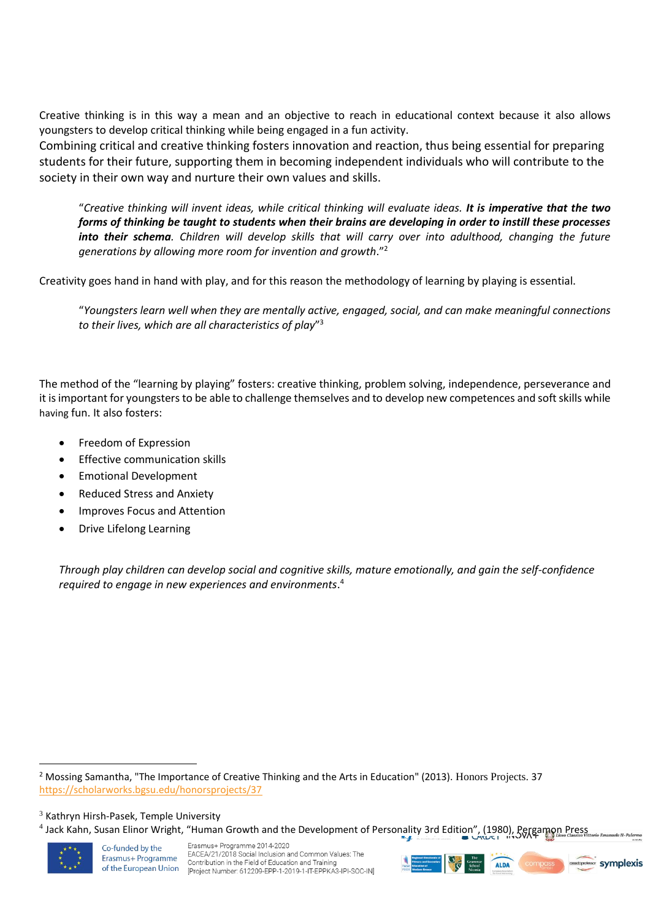Creative thinking is in this way a mean and an objective to reach in educational context because it also allows youngsters to develop critical thinking while being engaged in a fun activity.

Combining critical and creative thinking fosters innovation and reaction, thus being essential for preparing students for their future, supporting them in becoming independent individuals who will contribute to the society in their own way and nurture their own values and skills.

> "*Creative thinking will invent ideas, while critical thinking will evaluate ideas.* ***It is imperative that the two forms of thinking be taught to students when their brains are developing in order to instill these processes into their schema****. Children will develop skills that will carry over into adulthood, changing the future generations by allowing more room for invention and growth*."[2]

Creativity goes hand in hand with play, and for this reason the methodology of learning by playing is essential.

> "*Youngsters learn well when they are mentally active, engaged, social, and can make meaningful connections to their lives, which are all characteristics of play*"[3]

The method of the "learning by playing" fosters: creative thinking, problem solving, independence, perseverance and it is important for youngsters to be able to challenge themselves and to develop new competences and soft skills while having fun. It also fosters:

- Freedom of Expression
- Effective communication skills
- Emotional Development
- Reduced Stress and Anxiety
- Improves Focus and Attention
- Drive Lifelong Learning

*Through play children can develop social and cognitive skills, mature emotionally, and gain the self-confidence required to engage in new experiences and environments*.[4]

---

[2] Mossing Samantha, "The Importance of Creative Thinking and the Arts in Education" (2013). Honors Projects. 37 https://scholarworks.bgsu.edu/honorsprojects/37

[3] Kathryn Hirsh-Pasek, Temple University

[4] Jack Kahn, Susan Elinor Wright, "Human Growth and the Development of Personality 3rd Edition", (1980), Pergamon Press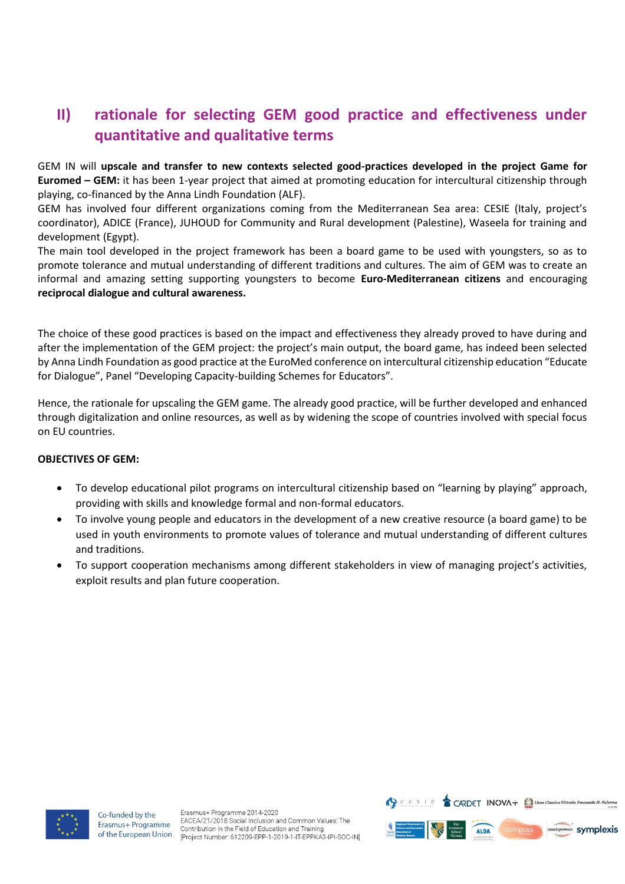## II) rationale for selecting GEM good practice and effectiveness under quantitative and qualitative terms

GEM IN will **upscale and transfer to new contexts selected good-practices developed in the project Game for Euromed – GEM:** it has been 1-year project that aimed at promoting education for intercultural citizenship through playing, co-financed by the Anna Lindh Foundation (ALF).

GEM has involved four different organizations coming from the Mediterranean Sea area: CESIE (Italy, project's coordinator), ADICE (France), JUHOUD for Community and Rural development (Palestine), Waseela for training and development (Egypt).

The main tool developed in the project framework has been a board game to be used with youngsters, so as to promote tolerance and mutual understanding of different traditions and cultures. The aim of GEM was to create an informal and amazing setting supporting youngsters to become **Euro-Mediterranean citizens** and encouraging **reciprocal dialogue and cultural awareness.**

The choice of these good practices is based on the impact and effectiveness they already proved to have during and after the implementation of the GEM project: the project's main output, the board game, has indeed been selected by Anna Lindh Foundation as good practice at the EuroMed conference on intercultural citizenship education "Educate for Dialogue", Panel "Developing Capacity-building Schemes for Educators".

Hence, the rationale for upscaling the GEM game. The already good practice, will be further developed and enhanced through digitalization and online resources, as well as by widening the scope of countries involved with special focus on EU countries.

**OBJECTIVES OF GEM:**

- To develop educational pilot programs on intercultural citizenship based on "learning by playing" approach, providing with skills and knowledge formal and non-formal educators.
- To involve young people and educators in the development of a new creative resource (a board game) to be used in youth environments to promote values of tolerance and mutual understanding of different cultures and traditions.
- To support cooperation mechanisms among different stakeholders in view of managing project's activities, exploit results and plan future cooperation.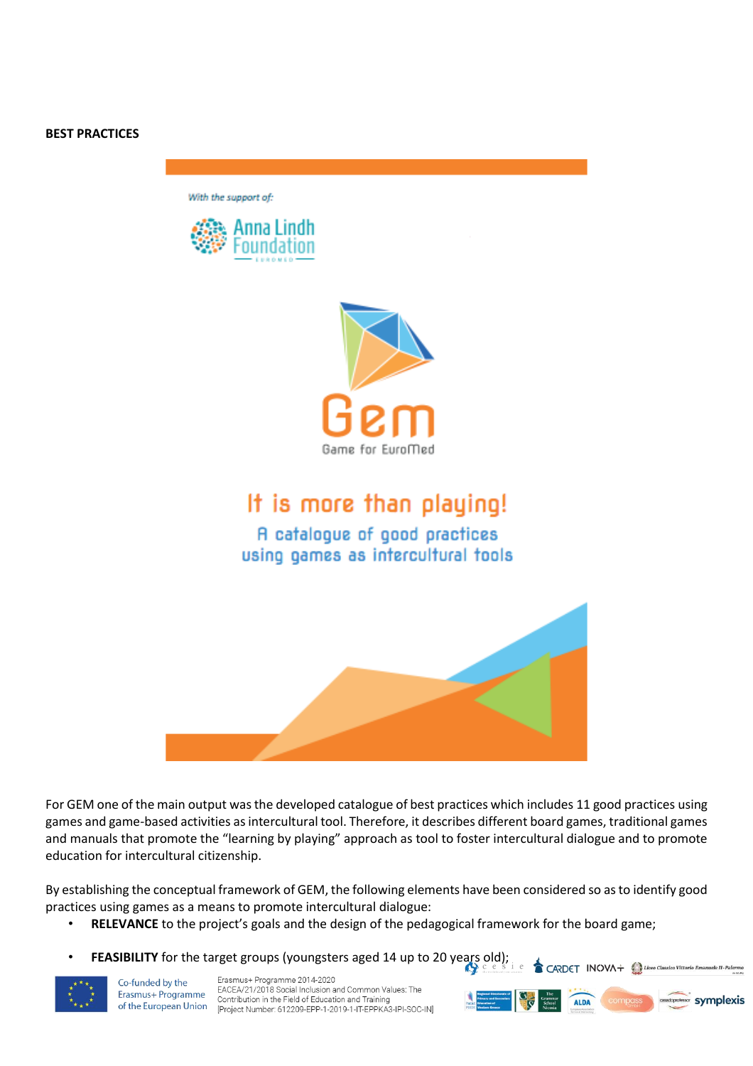**BEST PRACTICES**

With the support of:

Anna Lindh Foundation

EUROMED

Gem

Game for EuroMed

It is more than playing!

A catalogue of good practices using games as intercultural tools

For GEM one of the main output was the developed catalogue of best practices which includes 11 good practices using games and game-based activities as intercultural tool. Therefore, it describes different board games, traditional games and manuals that promote the "learning by playing" approach as tool to foster intercultural dialogue and to promote education for intercultural citizenship.

By establishing the conceptual framework of GEM, the following elements have been considered so as to identify good practices using games as a means to promote intercultural dialogue:

- **RELEVANCE** to the project's goals and the design of the pedagogical framework for the board game;
- **FEASIBILITY** for the target groups (youngsters aged 14 up to 20 years old);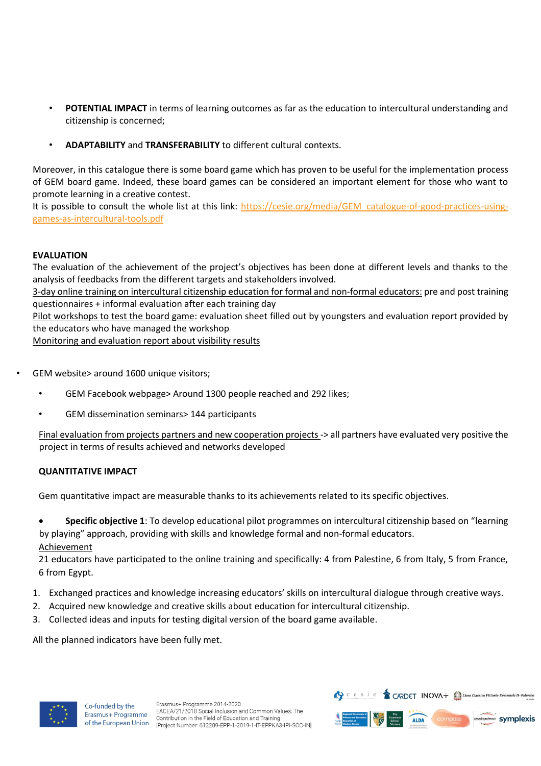- **POTENTIAL IMPACT** in terms of learning outcomes as far as the education to intercultural understanding and citizenship is concerned;
- **ADAPTABILITY** and **TRANSFERABILITY** to different cultural contexts.

Moreover, in this catalogue there is some board game which has proven to be useful for the implementation process of GEM board game. Indeed, these board games can be considered an important element for those who want to promote learning in a creative contest.
It is possible to consult the whole list at this link: [https://cesie.org/media/GEM_catalogue-of-good-practices-using-games-as-intercultural-tools.pdf](https://cesie.org/media/GEM_catalogue-of-good-practices-using-games-as-intercultural-tools.pdf)

**EVALUATION**
The evaluation of the achievement of the project's objectives has been done at different levels and thanks to the analysis of feedbacks from the different targets and stakeholders involved.
<u>3-day online training on intercultural citizenship education for formal and non-formal educators:</u> pre and post training questionnaires + informal evaluation after each training day
<u>Pilot workshops to test the board game</u>: evaluation sheet filled out by youngsters and evaluation report provided by the educators who have managed the workshop
<u>Monitoring and evaluation report about visibility results</u>

- GEM website> around 1600 unique visitors;
- GEM Facebook webpage> Around 1300 people reached and 292 likes;
- GEM dissemination seminars> 144 participants

<u>Final evaluation from projects partners and new cooperation projects</u> -> all partners have evaluated very positive the project in terms of results achieved and networks developed

**QUANTITATIVE IMPACT**

Gem quantitative impact are measurable thanks to its achievements related to its specific objectives.

- **Specific objective 1**: To develop educational pilot programmes on intercultural citizenship based on "learning by playing" approach, providing with skills and knowledge formal and non-formal educators.

<u>Achievement</u>
21 educators have participated to the online training and specifically: 4 from Palestine, 6 from Italy, 5 from France, 6 from Egypt.

1. Exchanged practices and knowledge increasing educators' skills on intercultural dialogue through creative ways.
2. Acquired new knowledge and creative skills about education for intercultural citizenship.
3. Collected ideas and inputs for testing digital version of the board game available.

All the planned indicators have been fully met.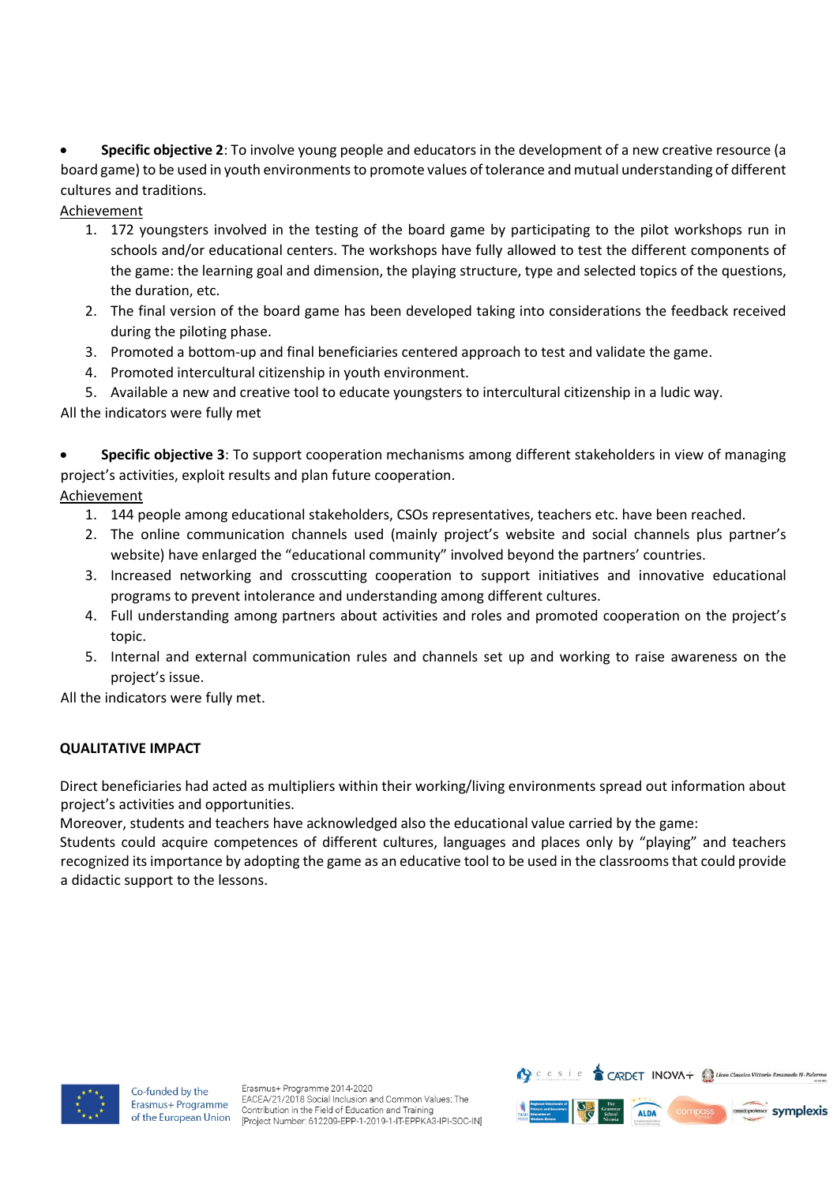- **Specific objective 2**: To involve young people and educators in the development of a new creative resource (a board game) to be used in youth environments to promote values of tolerance and mutual understanding of different cultures and traditions.

Achievement

1. 172 youngsters involved in the testing of the board game by participating to the pilot workshops run in schools and/or educational centers. The workshops have fully allowed to test the different components of the game: the learning goal and dimension, the playing structure, type and selected topics of the questions, the duration, etc.
2. The final version of the board game has been developed taking into considerations the feedback received during the piloting phase.
3. Promoted a bottom-up and final beneficiaries centered approach to test and validate the game.
4. Promoted intercultural citizenship in youth environment.
5. Available a new and creative tool to educate youngsters to intercultural citizenship in a ludic way.

All the indicators were fully met

- **Specific objective 3**: To support cooperation mechanisms among different stakeholders in view of managing project's activities, exploit results and plan future cooperation.

Achievement

1. 144 people among educational stakeholders, CSOs representatives, teachers etc. have been reached.
2. The online communication channels used (mainly project's website and social channels plus partner's website) have enlarged the "educational community" involved beyond the partners' countries.
3. Increased networking and crosscutting cooperation to support initiatives and innovative educational programs to prevent intolerance and understanding among different cultures.
4. Full understanding among partners about activities and roles and promoted cooperation on the project's topic.
5. Internal and external communication rules and channels set up and working to raise awareness on the project's issue.

All the indicators were fully met.

**QUALITATIVE IMPACT**

Direct beneficiaries had acted as multipliers within their working/living environments spread out information about project's activities and opportunities.
Moreover, students and teachers have acknowledged also the educational value carried by the game:
Students could acquire competences of different cultures, languages and places only by "playing" and teachers recognized its importance by adopting the game as an educative tool to be used in the classrooms that could provide a didactic support to the lessons.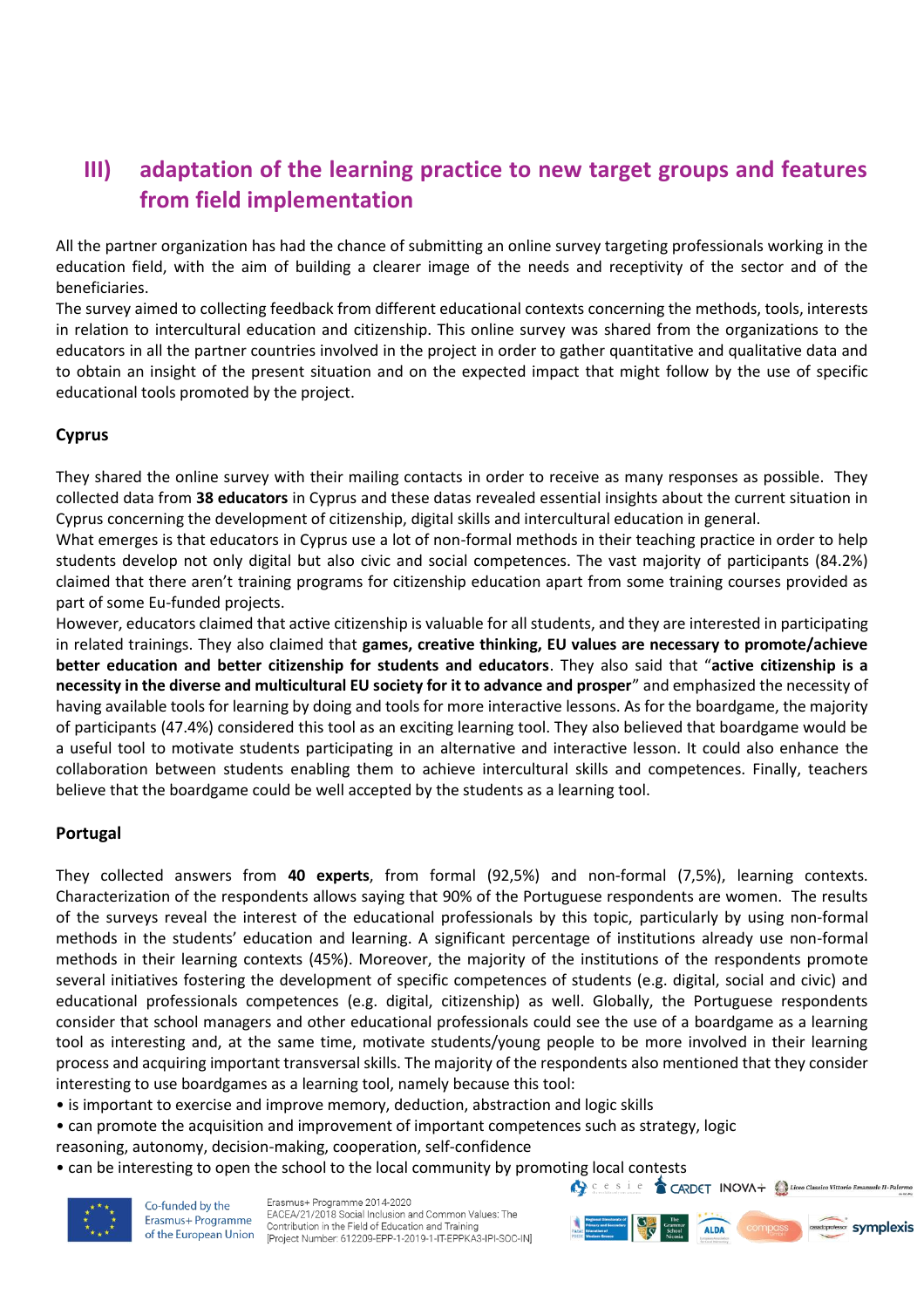## III) adaptation of the learning practice to new target groups and features from field implementation

All the partner organization has had the chance of submitting an online survey targeting professionals working in the education field, with the aim of building a clearer image of the needs and receptivity of the sector and of the beneficiaries.
The survey aimed to collecting feedback from different educational contexts concerning the methods, tools, interests in relation to intercultural education and citizenship. This online survey was shared from the organizations to the educators in all the partner countries involved in the project in order to gather quantitative and qualitative data and to obtain an insight of the present situation and on the expected impact that might follow by the use of specific educational tools promoted by the project.

### Cyprus

They shared the online survey with their mailing contacts in order to receive as many responses as possible. They collected data from **38 educators** in Cyprus and these datas revealed essential insights about the current situation in Cyprus concerning the development of citizenship, digital skills and intercultural education in general.
What emerges is that educators in Cyprus use a lot of non-formal methods in their teaching practice in order to help students develop not only digital but also civic and social competences. The vast majority of participants (84.2%) claimed that there aren't training programs for citizenship education apart from some training courses provided as part of some Eu-funded projects.
However, educators claimed that active citizenship is valuable for all students, and they are interested in participating in related trainings. They also claimed that **games, creative thinking, EU values are necessary to promote/achieve better education and better citizenship for students and educators**. They also said that "**active citizenship is a necessity in the diverse and multicultural EU society for it to advance and prosper**" and emphasized the necessity of having available tools for learning by doing and tools for more interactive lessons. As for the boardgame, the majority of participants (47.4%) considered this tool as an exciting learning tool. They also believed that boardgame would be a useful tool to motivate students participating in an alternative and interactive lesson. It could also enhance the collaboration between students enabling them to achieve intercultural skills and competences. Finally, teachers believe that the boardgame could be well accepted by the students as a learning tool.

### Portugal

They collected answers from **40 experts**, from formal (92,5%) and non-formal (7,5%), learning contexts. Characterization of the respondents allows saying that 90% of the Portuguese respondents are women. The results of the surveys reveal the interest of the educational professionals by this topic, particularly by using non-formal methods in the students' education and learning. A significant percentage of institutions already use non-formal methods in their learning contexts (45%). Moreover, the majority of the institutions of the respondents promote several initiatives fostering the development of specific competences of students (e.g. digital, social and civic) and educational professionals competences (e.g. digital, citizenship) as well. Globally, the Portuguese respondents consider that school managers and other educational professionals could see the use of a boardgame as a learning tool as interesting and, at the same time, motivate students/young people to be more involved in their learning process and acquiring important transversal skills. The majority of the respondents also mentioned that they consider interesting to use boardgames as a learning tool, namely because this tool:

- is important to exercise and improve memory, deduction, abstraction and logic skills
- can promote the acquisition and improvement of important competences such as strategy, logic reasoning, autonomy, decision-making, cooperation, self-confidence
- can be interesting to open the school to the local community by promoting local contests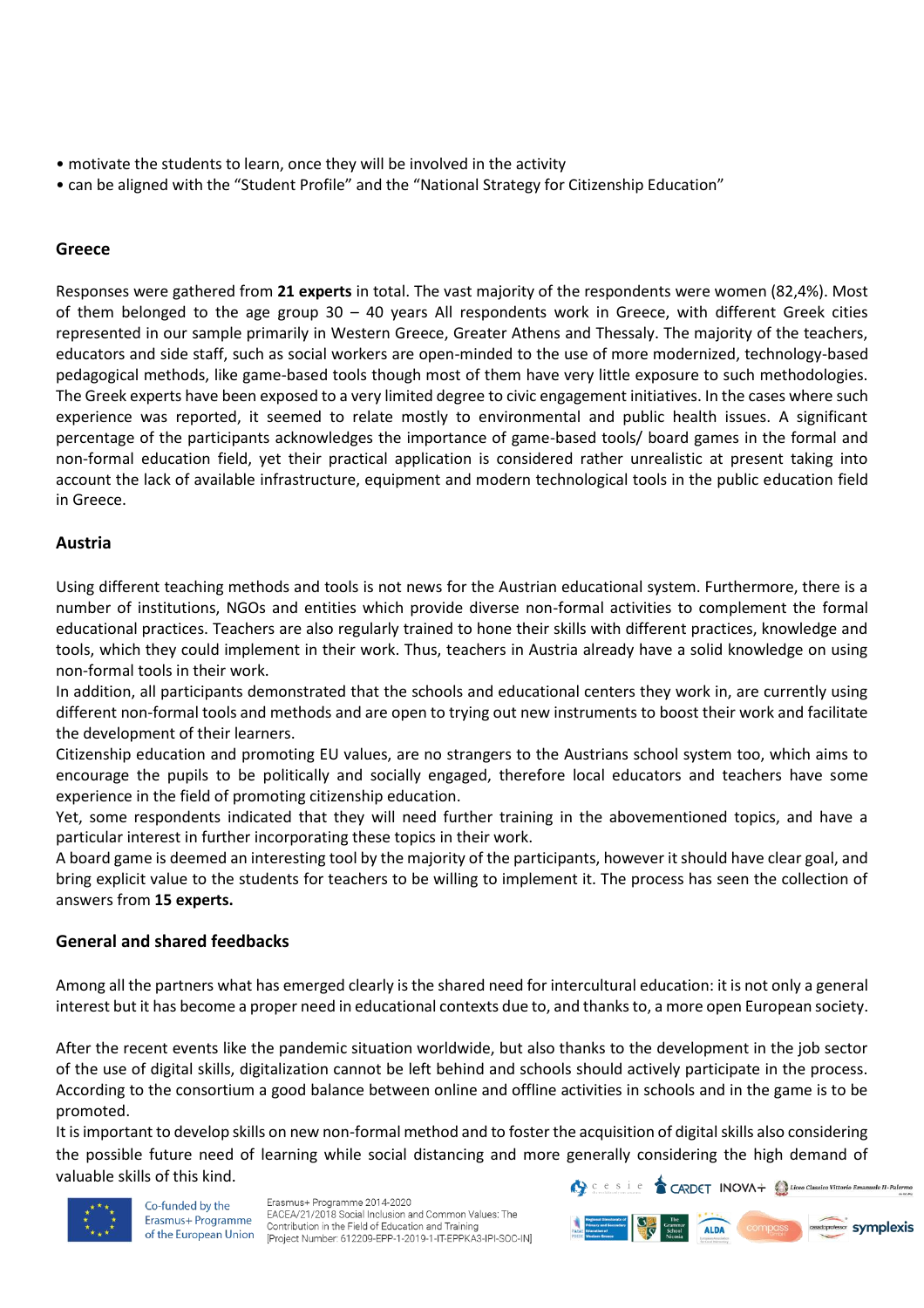- motivate the students to learn, once they will be involved in the activity
- can be aligned with the "Student Profile" and the "National Strategy for Citizenship Education"

## Greece

Responses were gathered from **21 experts** in total. The vast majority of the respondents were women (82,4%). Most of them belonged to the age group 30 – 40 years All respondents work in Greece, with different Greek cities represented in our sample primarily in Western Greece, Greater Athens and Thessaly. The majority of the teachers, educators and side staff, such as social workers are open-minded to the use of more modernized, technology-based pedagogical methods, like game-based tools though most of them have very little exposure to such methodologies. The Greek experts have been exposed to a very limited degree to civic engagement initiatives. In the cases where such experience was reported, it seemed to relate mostly to environmental and public health issues. A significant percentage of the participants acknowledges the importance of game-based tools/ board games in the formal and non-formal education field, yet their practical application is considered rather unrealistic at present taking into account the lack of available infrastructure, equipment and modern technological tools in the public education field in Greece.

## Austria

Using different teaching methods and tools is not news for the Austrian educational system. Furthermore, there is a number of institutions, NGOs and entities which provide diverse non-formal activities to complement the formal educational practices. Teachers are also regularly trained to hone their skills with different practices, knowledge and tools, which they could implement in their work. Thus, teachers in Austria already have a solid knowledge on using non-formal tools in their work.

In addition, all participants demonstrated that the schools and educational centers they work in, are currently using different non-formal tools and methods and are open to trying out new instruments to boost their work and facilitate the development of their learners.

Citizenship education and promoting EU values, are no strangers to the Austrians school system too, which aims to encourage the pupils to be politically and socially engaged, therefore local educators and teachers have some experience in the field of promoting citizenship education.

Yet, some respondents indicated that they will need further training in the abovementioned topics, and have a particular interest in further incorporating these topics in their work.

A board game is deemed an interesting tool by the majority of the participants, however it should have clear goal, and bring explicit value to the students for teachers to be willing to implement it. The process has seen the collection of answers from **15 experts.**

## General and shared feedbacks

Among all the partners what has emerged clearly is the shared need for intercultural education: it is not only a general interest but it has become a proper need in educational contexts due to, and thanks to, a more open European society.

After the recent events like the pandemic situation worldwide, but also thanks to the development in the job sector of the use of digital skills, digitalization cannot be left behind and schools should actively participate in the process. According to the consortium a good balance between online and offline activities in schools and in the game is to be promoted.

It is important to develop skills on new non-formal method and to foster the acquisition of digital skills also considering the possible future need of learning while social distancing and more generally considering the high demand of valuable skills of this kind.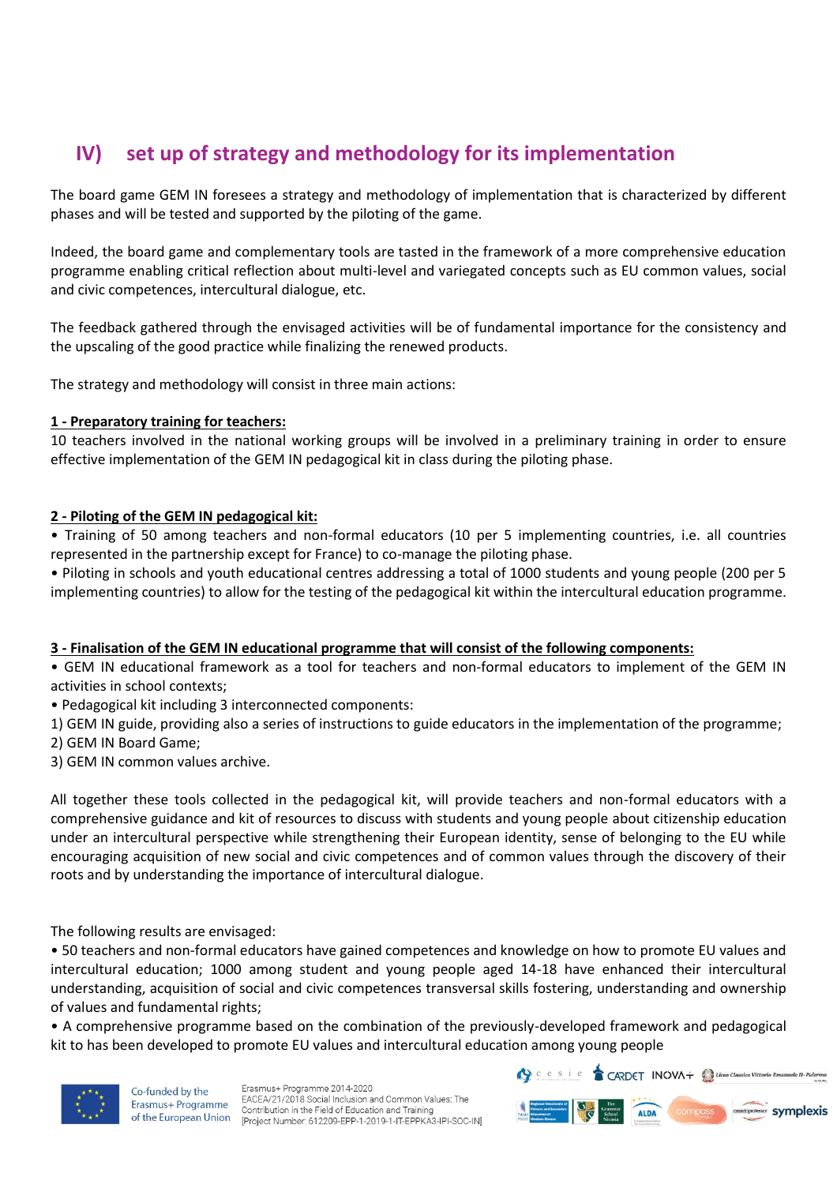# IV) set up of strategy and methodology for its implementation

The board game GEM IN foresees a strategy and methodology of implementation that is characterized by different phases and will be tested and supported by the piloting of the game.

Indeed, the board game and complementary tools are tasted in the framework of a more comprehensive education programme enabling critical reflection about multi-level and variegated concepts such as EU common values, social and civic competences, intercultural dialogue, etc.

The feedback gathered through the envisaged activities will be of fundamental importance for the consistency and the upscaling of the good practice while finalizing the renewed products.

The strategy and methodology will consist in three main actions:

**1 - Preparatory training for teachers:**

10 teachers involved in the national working groups will be involved in a preliminary training in order to ensure effective implementation of the GEM IN pedagogical kit in class during the piloting phase.

**2 - Piloting of the GEM IN pedagogical kit:**

- Training of 50 among teachers and non-formal educators (10 per 5 implementing countries, i.e. all countries represented in the partnership except for France) to co-manage the piloting phase.
- Piloting in schools and youth educational centres addressing a total of 1000 students and young people (200 per 5 implementing countries) to allow for the testing of the pedagogical kit within the intercultural education programme.

**3 - Finalisation of the GEM IN educational programme that will consist of the following components:**

- GEM IN educational framework as a tool for teachers and non-formal educators to implement of the GEM IN activities in school contexts;
- Pedagogical kit including 3 interconnected components:

1) GEM IN guide, providing also a series of instructions to guide educators in the implementation of the programme;
2) GEM IN Board Game;
3) GEM IN common values archive.

All together these tools collected in the pedagogical kit, will provide teachers and non-formal educators with a comprehensive guidance and kit of resources to discuss with students and young people about citizenship education under an intercultural perspective while strengthening their European identity, sense of belonging to the EU while encouraging acquisition of new social and civic competences and of common values through the discovery of their roots and by understanding the importance of intercultural dialogue.

The following results are envisaged:

- 50 teachers and non-formal educators have gained competences and knowledge on how to promote EU values and intercultural education; 1000 among student and young people aged 14-18 have enhanced their intercultural understanding, acquisition of social and civic competences transversal skills fostering, understanding and ownership of values and fundamental rights;
- A comprehensive programme based on the combination of the previously-developed framework and pedagogical kit to has been developed to promote EU values and intercultural education among young people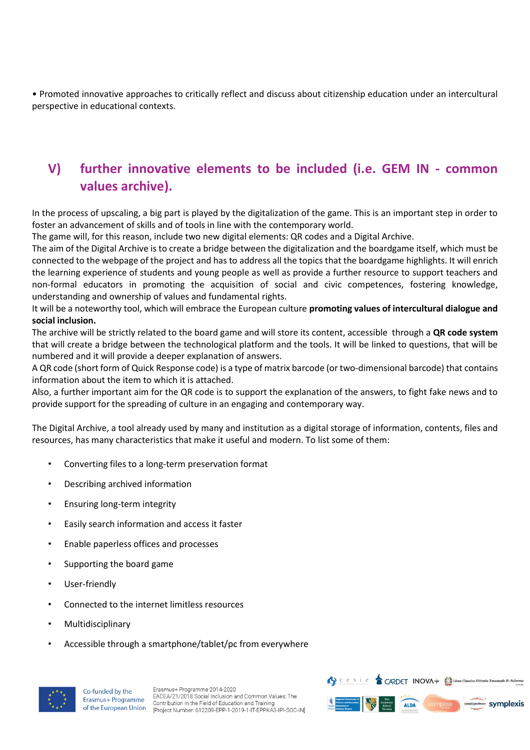• Promoted innovative approaches to critically reflect and discuss about citizenship education under an intercultural perspective in educational contexts.

## V) further innovative elements to be included (i.e. GEM IN - common values archive).

In the process of upscaling, a big part is played by the digitalization of the game. This is an important step in order to foster an advancement of skills and of tools in line with the contemporary world.
The game will, for this reason, include two new digital elements: QR codes and a Digital Archive.
The aim of the Digital Archive is to create a bridge between the digitalization and the boardgame itself, which must be connected to the webpage of the project and has to address all the topics that the boardgame highlights. It will enrich the learning experience of students and young people as well as provide a further resource to support teachers and non-formal educators in promoting the acquisition of social and civic competences, fostering knowledge, understanding and ownership of values and fundamental rights.
It will be a noteworthy tool, which will embrace the European culture **promoting values of intercultural dialogue and social inclusion.**
The archive will be strictly related to the board game and will store its content, accessible through a **QR code system** that will create a bridge between the technological platform and the tools. It will be linked to questions, that will be numbered and it will provide a deeper explanation of answers.
A QR code (short form of Quick Response code) is a type of matrix barcode (or two-dimensional barcode) that contains information about the item to which it is attached.
Also, a further important aim for the QR code is to support the explanation of the answers, to fight fake news and to provide support for the spreading of culture in an engaging and contemporary way.

The Digital Archive, a tool already used by many and institution as a digital storage of information, contents, files and resources, has many characteristics that make it useful and modern. To list some of them:

- Converting files to a long-term preservation format
- Describing archived information
- Ensuring long-term integrity
- Easily search information and access it faster
- Enable paperless offices and processes
- Supporting the board game
- User-friendly
- Connected to the internet limitless resources
- Multidisciplinary
- Accessible through a smartphone/tablet/pc from everywhere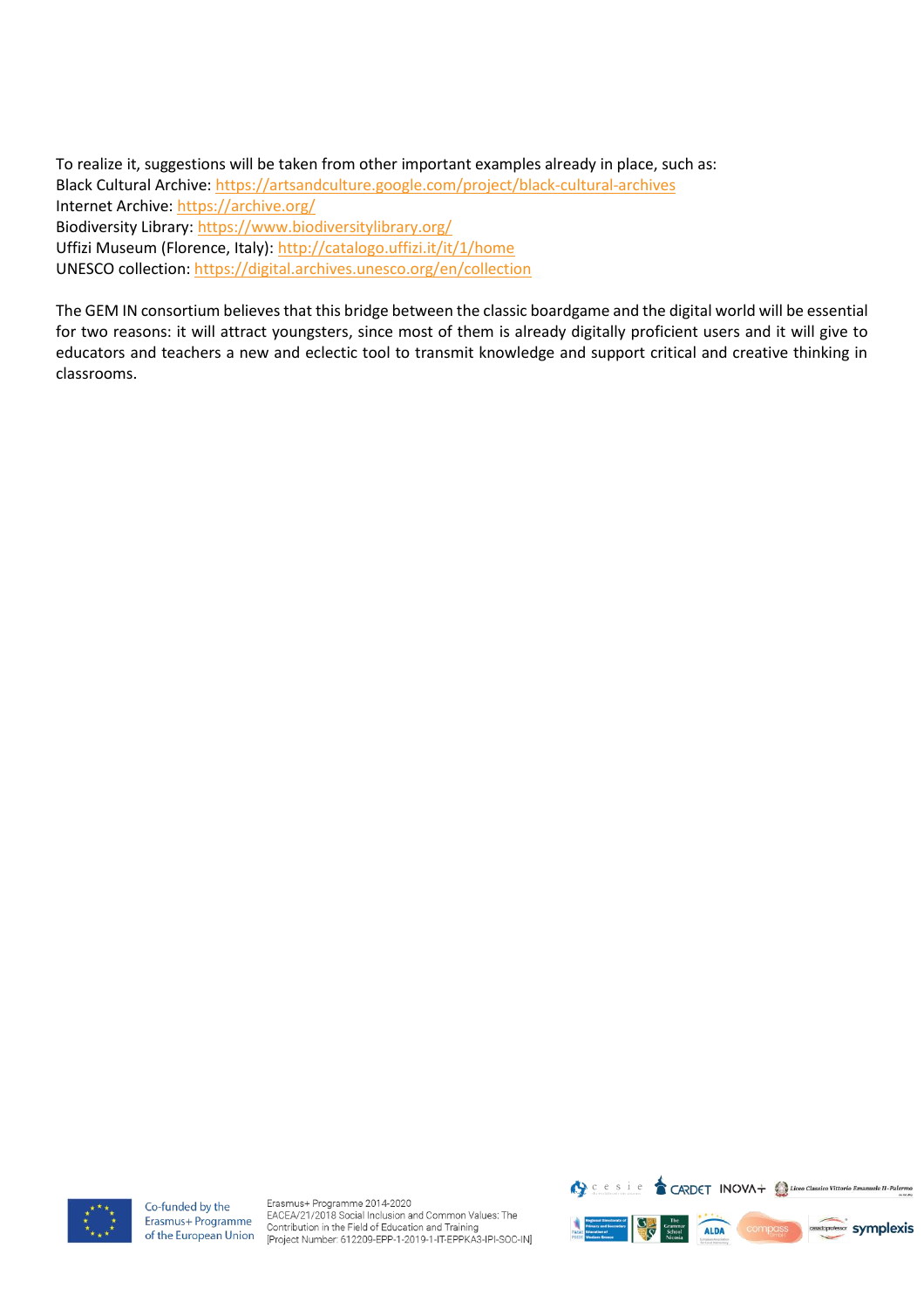To realize it, suggestions will be taken from other important examples already in place, such as:
Black Cultural Archive: https://artsandculture.google.com/project/black-cultural-archives
Internet Archive: https://archive.org/
Biodiversity Library: https://www.biodiversitylibrary.org/
Uffizi Museum (Florence, Italy): http://catalogo.uffizi.it/it/1/home
UNESCO collection: https://digital.archives.unesco.org/en/collection

The GEM IN consortium believes that this bridge between the classic boardgame and the digital world will be essential for two reasons: it will attract youngsters, since most of them is already digitally proficient users and it will give to educators and teachers a new and eclectic tool to transmit knowledge and support critical and creative thinking in classrooms.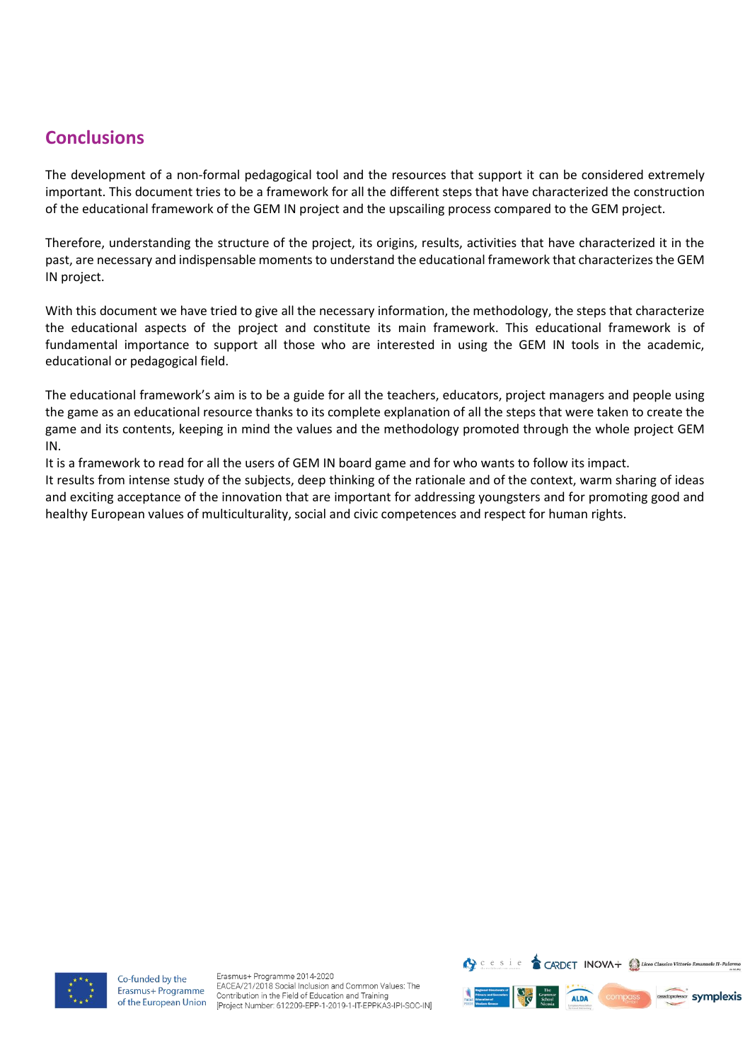## Conclusions

The development of a non-formal pedagogical tool and the resources that support it can be considered extremely important. This document tries to be a framework for all the different steps that have characterized the construction of the educational framework of the GEM IN project and the upscailing process compared to the GEM project.

Therefore, understanding the structure of the project, its origins, results, activities that have characterized it in the past, are necessary and indispensable moments to understand the educational framework that characterizes the GEM IN project.

With this document we have tried to give all the necessary information, the methodology, the steps that characterize the educational aspects of the project and constitute its main framework. This educational framework is of fundamental importance to support all those who are interested in using the GEM IN tools in the academic, educational or pedagogical field.

The educational framework's aim is to be a guide for all the teachers, educators, project managers and people using the game as an educational resource thanks to its complete explanation of all the steps that were taken to create the game and its contents, keeping in mind the values and the methodology promoted through the whole project GEM IN.

It is a framework to read for all the users of GEM IN board game and for who wants to follow its impact.

It results from intense study of the subjects, deep thinking of the rationale and of the context, warm sharing of ideas and exciting acceptance of the innovation that are important for addressing youngsters and for promoting good and healthy European values of multiculturality, social and civic competences and respect for human rights.